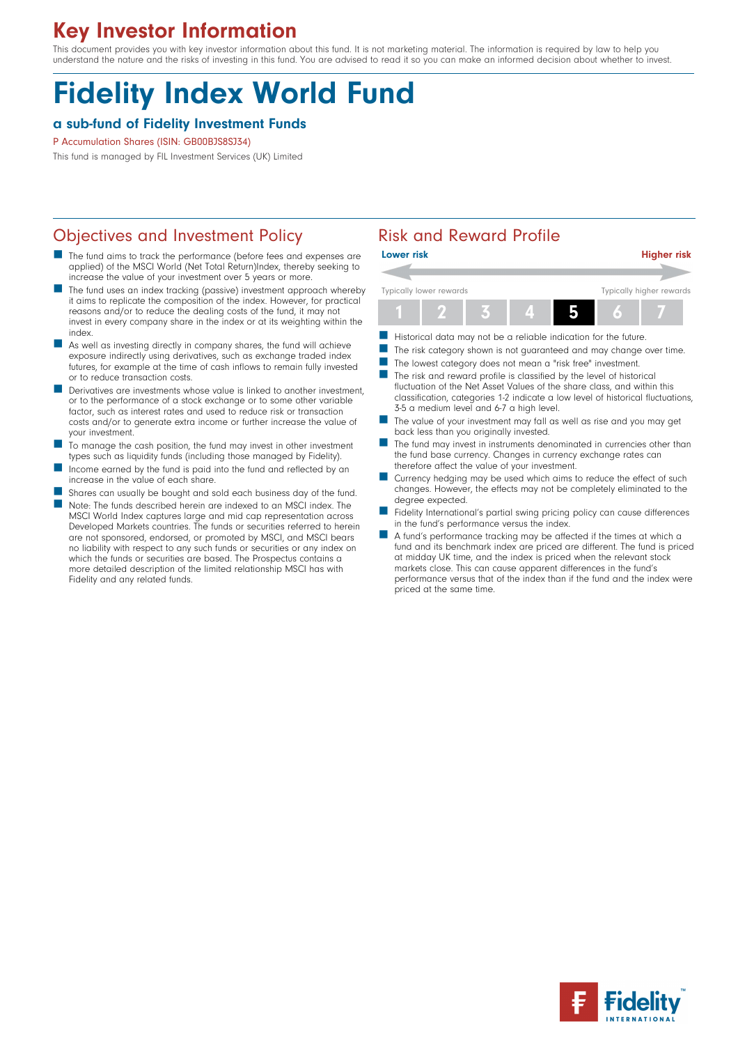# Key Investor Information

This document provides you with key investor information about this fund. It is not marketing material. The information is required by law to help you understand the nature and the risks of investing in this fund. You are advised to read it so you can make an informed decision about whether to invest.

# Fidelity Index World Fund

### a sub-fund of Fidelity Investment Funds

P Accumulation Shares (ISIN: GB00BJS8SJ34)

This fund is managed by FIL Investment Services (UK) Limited

## Objectives and Investment Policy

- The fund aims to track the performance (before fees and expenses are applied) of the MSCI World (Net Total Return)Index, thereby seeking to increase the value of your investment over 5 years or more.
- The fund uses an index tracking (passive) investment approach whereby it aims to replicate the composition of the index. However, for practical reasons and/or to reduce the dealing costs of the fund, it may not invest in every company share in the index or at its weighting within the index.
- As well as investing directly in company shares, the fund will achieve exposure indirectly using derivatives, such as exchange traded index futures, for example at the time of cash inflows to remain fully invested or to reduce transaction costs.
- Derivatives are investments whose value is linked to another investment, or to the performance of a stock exchange or to some other variable factor, such as interest rates and used to reduce risk or transaction costs and/or to generate extra income or further increase the value of your investment.
- To manage the cash position, the fund may invest in other investment types such as liquidity funds (including those managed by Fidelity).
- Income earned by the fund is paid into the fund and reflected by an increase in the value of each share.
- Shares can usually be bought and sold each business day of the fund.
- Note: The funds described herein are indexed to an MSCI index. The MSCI World Index captures large and mid cap representation across Developed Markets countries. The funds or securities referred to herein are not sponsored, endorsed, or promoted by MSCI, and MSCI bears no liability with respect to any such funds or securities or any index on which the funds or securities are based. The Prospectus contains a more detailed description of the limited relationship MSCI has with Fidelity and any related funds.

## Risk and Reward Profile

Lower risk — Higher risk

Typically lower rewards — Typically higher rewards

| 1 | 2 | 3 | 4 | **5** | 6 | 7 |
|---|---|---|---|---|---|---|

- Historical data may not be a reliable indication for the future.
- The risk category shown is not guaranteed and may change over time.
- The lowest category does not mean a "risk free" investment.
- The risk and reward profile is classified by the level of historical fluctuation of the Net Asset Values of the share class, and within this classification, categories 1-2 indicate a low level of historical fluctuations, 3-5 a medium level and 6-7 a high level.
- The value of your investment may fall as well as rise and you may get back less than you originally invested.
- The fund may invest in instruments denominated in currencies other than the fund base currency. Changes in currency exchange rates can therefore affect the value of your investment.
- Currency hedging may be used which aims to reduce the effect of such changes. However, the effects may not be completely eliminated to the degree expected.
- Fidelity International's partial swing pricing policy can cause differences in the fund's performance versus the index.
- A fund's performance tracking may be affected if the times at which a fund and its benchmark index are priced are different. The fund is priced at midday UK time, and the index is priced when the relevant stock markets close. This can cause apparent differences in the fund's performance versus that of the index than if the fund and the index were priced at the same time.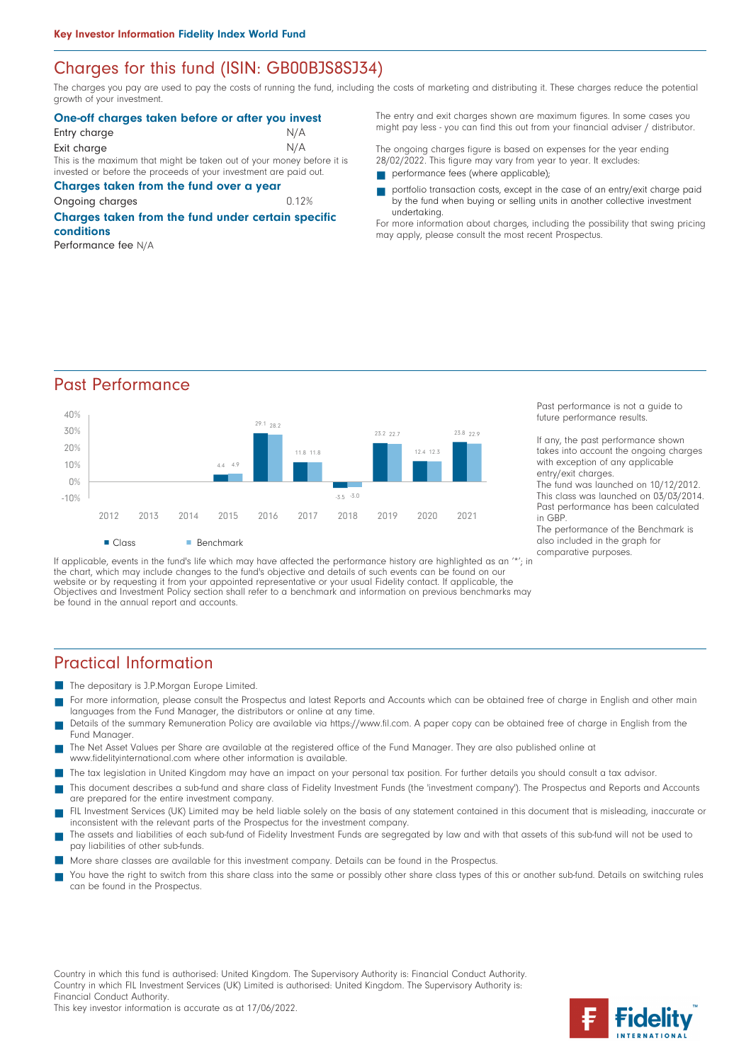Key Investor Information **Fidelity Index World Fund**

## Charges for this fund (ISIN: GB00BJS8SJ34)

The charges you pay are used to pay the costs of running the fund, including the costs of marketing and distributing it. These charges reduce the potential growth of your investment.

### One-off charges taken before or after you invest

| | |
|---|---|
| Entry charge | N/A |
| Exit charge | N/A |

This is the maximum that might be taken out of your money before it is invested or before the proceeds of your investment are paid out.

### Charges taken from the fund over a year

| | |
|---|---|
| Ongoing charges | 0.12% |

### Charges taken from the fund under specific conditions

Performance fee N/A

The entry and exit charges shown are maximum figures. In some cases you might pay less - you can find this out from your financial adviser / distributor.

The ongoing charges figure is based on expenses for the year ending 28/02/2022. This figure may vary from year to year. It excludes:

- performance fees (where applicable);
- portfolio transaction costs, except in the case of an entry/exit charge paid by the fund when buying or selling units in another collective investment undertaking.

For more information about charges, including the possibility that swing pricing may apply, please consult the most recent Prospectus.

## Past Performance

40%
30%
20%
10%
0%
-10%

2012 2013 2014 2015 2016 2017 2018 2019 2020 2021

4.4 4.9
29.1 28.2
11.8 11.8
-3.5 -3.0
23.2 22.7
12.4 12.3
23.8 22.9

Class
Benchmark

Past performance is not a guide to future performance results.

If any, the past performance shown takes into account the ongoing charges with exception of any applicable entry/exit charges.
The fund was launched on 10/12/2012. This class was launched on 03/03/2014.
Past performance has been calculated in GBP.
The performance of the Benchmark is also included in the graph for comparative purposes.

If applicable, events in the fund's life which may have affected the performance history are highlighted as an '*' in the chart, which may include changes to the fund's objective and details of such events can be found on our website or by requesting it from your appointed representative or your usual Fidelity contact. If applicable, the Objectives and Investment Policy section shall refer to a benchmark and information on previous benchmarks may be found in the annual report and accounts.

## Practical Information

- The depositary is J.P.Morgan Europe Limited.
- For more information, please consult the Prospectus and latest Reports and Accounts which can be obtained free of charge in English and other main languages from the Fund Manager, the distributors or online at any time.
- Details of the summary Remuneration Policy are available via https://www.fil.com. A paper copy can be obtained free of charge in English from the Fund Manager.
- The Net Asset Values per Share are available at the registered office of the Fund Manager. They are also published online at www.fidelityinternational.com where other information is available.
- The tax legislation in United Kingdom may have an impact on your personal tax position. For further details you should consult a tax advisor.
- This document describes a sub-fund and share class of Fidelity Investment Funds (the 'investment company'). The Prospectus and Reports and Accounts are prepared for the entire investment company.
- FIL Investment Services (UK) Limited may be held liable solely on the basis of any statement contained in this document that is misleading, inaccurate or inconsistent with the relevant parts of the Prospectus for the investment company.
- The assets and liabilities of each sub-fund of Fidelity Investment Funds are segregated by law and with that assets of this sub-fund will not be used to pay liabilities of other sub-funds.
- More share classes are available for this investment company. Details can be found in the Prospectus.
- You have the right to switch from this share class into the same or possibly other share class types of this or another sub-fund. Details on switching rules can be found in the Prospectus.

Country in which this fund is authorised: United Kingdom. The Supervisory Authority is: Financial Conduct Authority.
Country in which FIL Investment Services (UK) Limited is authorised: United Kingdom. The Supervisory Authority is: Financial Conduct Authority.
This key investor information is accurate as at 17/06/2022.